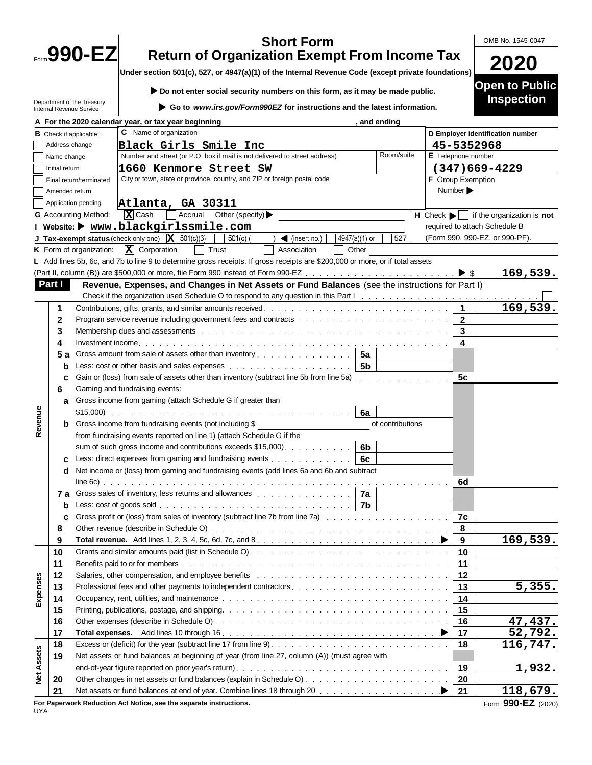Form **990-EZ**

# Short Form
# Return of Organization Exempt From Income Tax

**Under section 501(c), 527, or 4947(a)(1) of the Internal Revenue Code (except private foundations)**

▶ **Do not enter social security numbers on this form, as it may be made public.**

▶ **Go to *www.irs.gov/Form990EZ* for instructions and the latest information.**

Department of the Treasury
Internal Revenue Service

OMB No. 1545-0047

**2020**

**Open to Public Inspection**

**A** For the 2020 calendar year, or tax year beginning , and ending

**B** Check if applicable:
- [ ] Address change
- [ ] Name change
- [ ] Initial return
- [ ] Final return/terminated
- [ ] Amended return
- [ ] Application pending

**C** Name of organization: **Black Girls Smile Inc**

Number and street (or P.O. box if mail is not delivered to street address): **1660 Kenmore Street SW** Room/suite:

City or town, state or province, country, and ZIP or foreign postal code: **Atlanta, GA 30311**

**D** Employer identification number: **45-5352968**

**E** Telephone number: **(347)669-4229**

**F** Group Exemption Number ▶

**G** Accounting Method: [X] Cash [ ] Accrual Other (specify) ▶

**H** Check ▶ [ ] if the organization is **not** required to attach Schedule B (Form 990, 990-EZ, or 990-PF).

**I** Website: ▶ **www.blackgirlssmile.com**

**J** Tax-exempt status (check only one) - [X] 501(c)(3) [ ] 501(c) ( ) ◀ (insert no.) [ ] 4947(a)(1) or [ ] 527

**K** Form of organization: [X] Corporation [ ] Trust [ ] Association [ ] Other

**L** Add lines 5b, 6c, and 7b to line 9 to determine gross receipts. If gross receipts are $200,000 or more, or if total assets (Part II, column (B)) are $500,000 or more, file Form 990 instead of Form 990-EZ ▶ $ **169,539.**

## Part I — Revenue, Expenses, and Changes in Net Assets or Fund Balances (see the instructions for Part I)

Check if the organization used Schedule O to respond to any question in this Part I [ ]

| Section | Line | Description | Sub-line | Sub-amount | Line | Amount |
|---|---|---|---|---|---|---|
| Revenue | 1 | Contributions, gifts, grants, and similar amounts received | | | 1 | 169,539. |
| | 2 | Program service revenue including government fees and contracts | | | 2 | |
| | 3 | Membership dues and assessments | | | 3 | |
| | 4 | Investment income | | | 4 | |
| | 5a | Gross amount from sale of assets other than inventory | 5a | | | |
| | b | Less: cost or other basis and sales expenses | 5b | | | |
| | c | Gain or (loss) from sale of assets other than inventory (subtract line 5b from line 5a) | | | 5c | |
| | 6 | Gaming and fundraising events: | | | | |
| | a | Gross income from gaming (attach Schedule G if greater than $15,000) | 6a | | | |
| | b | Gross income from fundraising events (not including $ of contributions from fundraising events reported on line 1) (attach Schedule G if the sum of such gross income and contributions exceeds $15,000) | 6b | | | |
| | c | Less: direct expenses from gaming and fundraising events | 6c | | | |
| | d | Net income or (loss) from gaming and fundraising events (add lines 6a and 6b and subtract line 6c) | | | 6d | |
| | 7a | Gross sales of inventory, less returns and allowances | 7a | | | |
| | b | Less: cost of goods sold | 7b | | | |
| | c | Gross profit or (loss) from sales of inventory (subtract line 7b from line 7a) | | | 7c | |
| | 8 | Other revenue (describe in Schedule O) | | | 8 | |
| | 9 | **Total revenue.** Add lines 1, 2, 3, 4, 5c, 6d, 7c, and 8 ▶ | | | 9 | 169,539. |
| Expenses | 10 | Grants and similar amounts paid (list in Schedule O) | | | 10 | |
| | 11 | Benefits paid to or for members | | | 11 | |
| | 12 | Salaries, other compensation, and employee benefits | | | 12 | |
| | 13 | Professional fees and other payments to independent contractors | | | 13 | 5,355. |
| | 14 | Occupancy, rent, utilities, and maintenance | | | 14 | |
| | 15 | Printing, publications, postage, and shipping | | | 15 | |
| | 16 | Other expenses (describe in Schedule O) | | | 16 | 47,437. |
| | 17 | **Total expenses.** Add lines 10 through 16 ▶ | | | 17 | 52,792. |
| Net Assets | 18 | Excess or (deficit) for the year (subtract line 17 from line 9) | | | 18 | 116,747. |
| | 19 | Net assets or fund balances at beginning of year (from line 27, column (A)) (must agree with end-of-year figure reported on prior year's return) | | | 19 | 1,932. |
| | 20 | Other changes in net assets or fund balances (explain in Schedule O) | | | 20 | |
| | 21 | Net assets or fund balances at end of year. Combine lines 18 through 20 ▶ | | | 21 | 118,679. |

**For Paperwork Reduction Act Notice, see the separate instructions.**

UYA

Form **990-EZ** (2020)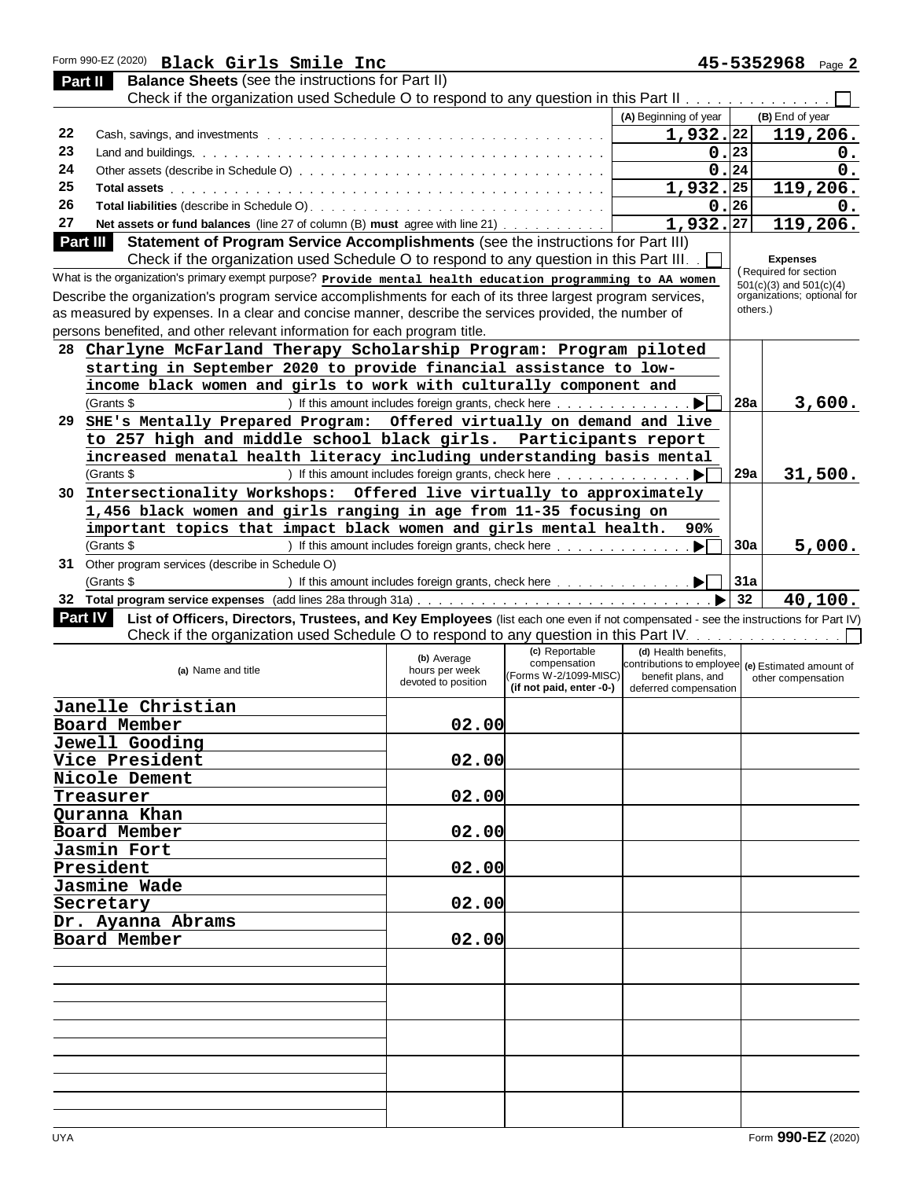Form 990-EZ (2020) **Black Girls Smile Inc** **45-5352968** Page **2**

## Part II Balance Sheets (see the instructions for Part II)

Check if the organization used Schedule O to respond to any question in this Part II . . . . . . . . . . . . . ☐

| | | (A) Beginning of year | | (B) End of year |
|---|---|---|---|---|
| 22 | Cash, savings, and investments | 1,932. | 22 | 119,206. |
| 23 | Land and buildings | 0. | 23 | 0. |
| 24 | Other assets (describe in Schedule O) | 0. | 24 | 0. |
| 25 | **Total assets** | 1,932. | 25 | 119,206. |
| 26 | **Total liabilities** (describe in Schedule O) | 0. | 26 | 0. |
| 27 | **Net assets or fund balances** (line 27 of column (B) **must** agree with line 21) | 1,932. | 27 | 119,206. |

## Part III Statement of Program Service Accomplishments (see the instructions for Part III)

Check if the organization used Schedule O to respond to any question in this Part III . . ☐

What is the organization's primary exempt purpose? **Provide mental health education programming to AA women**

Describe the organization's program service accomplishments for each of its three largest program services, as measured by expenses. In a clear and concise manner, describe the services provided, the number of persons benefited, and other relevant information for each program title.

**Expenses** (Required for section 501(c)(3) and 501(c)(4) organizations; optional for others.)

| | | | |
|---|---|---|---|
| 28 | Charlyne McFarland Therapy Scholarship Program: Program piloted starting in September 2020 to provide financial assistance to low-income black women and girls to work with culturally component and<br>(Grants $ ) If this amount includes foreign grants, check here . . . . . ▶ ☐ | 28a | 3,600. |
| 29 | SHE's Mentally Prepared Program: Offered virtually on demand and live to 257 high and middle school black girls. Participants report increased menatal health literacy including understanding basis mental<br>(Grants $ ) If this amount includes foreign grants, check here . . . . . ▶ ☐ | 29a | 31,500. |
| 30 | Intersectionality Workshops: Offered live virtually to approximately 1,456 black women and girls ranging in age from 11-35 focusing on important topics that impact black women and girls mental health. 90%<br>(Grants $ ) If this amount includes foreign grants, check here . . . . . ▶ ☐ | 30a | 5,000. |
| 31 | Other program services (describe in Schedule O)<br>(Grants $ ) If this amount includes foreign grants, check here . . . . . ▶ ☐ | 31a | |
| 32 | **Total program service expenses** (add lines 28a through 31a) . . . . . ▶ | 32 | 40,100. |

## Part IV List of Officers, Directors, Trustees, and Key Employees (list each one even if not compensated - see the instructions for Part IV)

Check if the organization used Schedule O to respond to any question in this Part IV . . . . . . . . . . . . . ☐

| (a) Name and title | (b) Average hours per week devoted to position | (c) Reportable compensation (Forms W-2/1099-MISC) (if not paid, enter -0-) | (d) Health benefits, contributions to employee benefit plans, and deferred compensation | (e) Estimated amount of other compensation |
|---|---|---|---|---|
| Janelle Christian<br>Board Member | 02.00 | | | |
| Jewell Gooding<br>Vice President | 02.00 | | | |
| Nicole Dement<br>Treasurer | 02.00 | | | |
| Quranna Khan<br>Board Member | 02.00 | | | |
| Jasmin Fort<br>President | 02.00 | | | |
| Jasmine Wade<br>Secretary | 02.00 | | | |
| Dr. Ayanna Abrams<br>Board Member | 02.00 | | | |

UYA Form **990-EZ** (2020)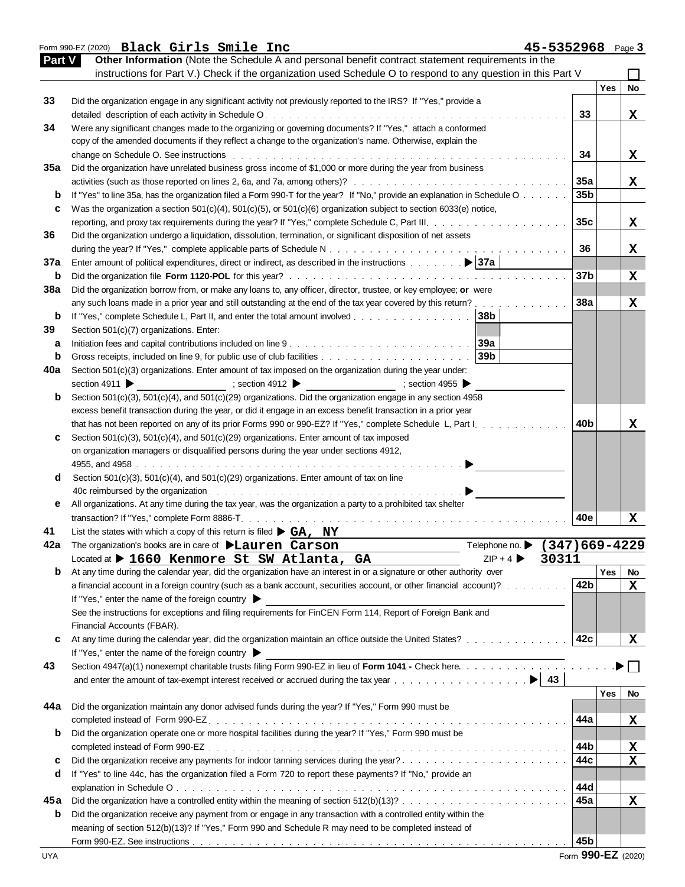Form 990-EZ (2020) **Black Girls Smile Inc** **45-5352968** Page **3**

## Part V Other Information

(Note the Schedule A and personal benefit contract statement requirements in the instructions for Part V.) Check if the organization used Schedule O to respond to any question in this Part V ☐

| | | | Yes | No |
|---|---|---|---|---|
| 33 | Did the organization engage in any significant activity not previously reported to the IRS? If "Yes," provide a detailed description of each activity in Schedule O | 33 | | X |
| 34 | Were any significant changes made to the organizing or governing documents? If "Yes," attach a conformed copy of the amended documents if they reflect a change to the organization's name. Otherwise, explain the change on Schedule O. See instructions | 34 | | X |
| 35a | Did the organization have unrelated business gross income of $1,000 or more during the year from business activities (such as those reported on lines 2, 6a, and 7a, among others)? | 35a | | X |
| b | If "Yes" to line 35a, has the organization filed a Form 990-T for the year? If "No," provide an explanation in Schedule O | 35b | | |
| c | Was the organization a section 501(c)(4), 501(c)(5), or 501(c)(6) organization subject to section 6033(e) notice, reporting, and proxy tax requirements during the year? If "Yes," complete Schedule C, Part III | 35c | | X |
| 36 | Did the organization undergo a liquidation, dissolution, termination, or significant disposition of net assets during the year? If "Yes," complete applicable parts of Schedule N | 36 | | X |
| 37a | Enter amount of political expenditures, direct or indirect, as described in the instructions ▶ 37a | | | |
| b | Did the organization file **Form 1120-POL** for this year? | 37b | | X |
| 38a | Did the organization borrow from, or make any loans to, any officer, director, trustee, or key employee; **or** were any such loans made in a prior year and still outstanding at the end of the tax year covered by this return? | 38a | | X |
| b | If "Yes," complete Schedule L, Part II, and enter the total amount involved 38b | | | |
| 39 | Section 501(c)(7) organizations. Enter: | | | |
| a | Initiation fees and capital contributions included on line 9 39a | | | |
| b | Gross receipts, included on line 9, for public use of club facilities 39b | | | |
| 40a | Section 501(c)(3) organizations. Enter amount of tax imposed on the organization during the year under: section 4911 ▶ ; section 4912 ▶ ; section 4955 ▶ | | | |
| b | Section 501(c)(3), 501(c)(4), and 501(c)(29) organizations. Did the organization engage in any section 4958 excess benefit transaction during the year, or did it engage in an excess benefit transaction in a prior year that has not been reported on any of its prior Forms 990 or 990-EZ? If "Yes," complete Schedule L, Part I | 40b | | X |
| c | Section 501(c)(3), 501(c)(4), and 501(c)(29) organizations. Enter amount of tax imposed on organization managers or disqualified persons during the year under sections 4912, 4955, and 4958 ▶ | | | |
| d | Section 501(c)(3), 501(c)(4), and 501(c)(29) organizations. Enter amount of tax on line 40c reimbursed by the organization ▶ | | | |
| e | All organizations. At any time during the tax year, was the organization a party to a prohibited tax shelter transaction? If "Yes," complete Form 8886-T | 40e | | X |
| 41 | List the states with which a copy of this return is filed ▶ **GA, NY** | | | |
| 42a | The organization's books are in care of ▶ **Lauren Carson** Telephone no. ▶ **(347)669-4229** Located at ▶ **1660 Kenmore St SW Atlanta, GA** ZIP + 4 ▶ **30311** | | | |
| b | At any time during the calendar year, did the organization have an interest in or a signature or other authority over a financial account in a foreign country (such as a bank account, securities account, or other financial account)? If "Yes," enter the name of the foreign country ▶ See the instructions for exceptions and filing requirements for FinCEN Form 114, Report of Foreign Bank and Financial Accounts (FBAR). | 42b | | X |
| c | At any time during the calendar year, did the organization maintain an office outside the United States? If "Yes," enter the name of the foreign country ▶ | 42c | | X |
| 43 | Section 4947(a)(1) nonexempt charitable trusts filing Form 990-EZ in lieu of **Form 1041 -** Check here ▶ ☐ and enter the amount of tax-exempt interest received or accrued during the tax year ▶ 43 | | | |
| 44a | Did the organization maintain any donor advised funds during the year? If "Yes," Form 990 must be completed instead of Form 990-EZ | 44a | | X |
| b | Did the organization operate one or more hospital facilities during the year? If "Yes," Form 990 must be completed instead of Form 990-EZ | 44b | | X |
| c | Did the organization receive any payments for indoor tanning services during the year? | 44c | | X |
| d | If "Yes" to line 44c, has the organization filed a Form 720 to report these payments? If "No," provide an explanation in Schedule O | 44d | | |
| 45a | Did the organization have a controlled entity within the meaning of section 512(b)(13)? | 45a | | X |
| b | Did the organization receive any payment from or engage in any transaction with a controlled entity within the meaning of section 512(b)(13)? If "Yes," Form 990 and Schedule R may need to be completed instead of Form 990-EZ. See instructions | 45b | | |

UYA Form **990-EZ** (2020)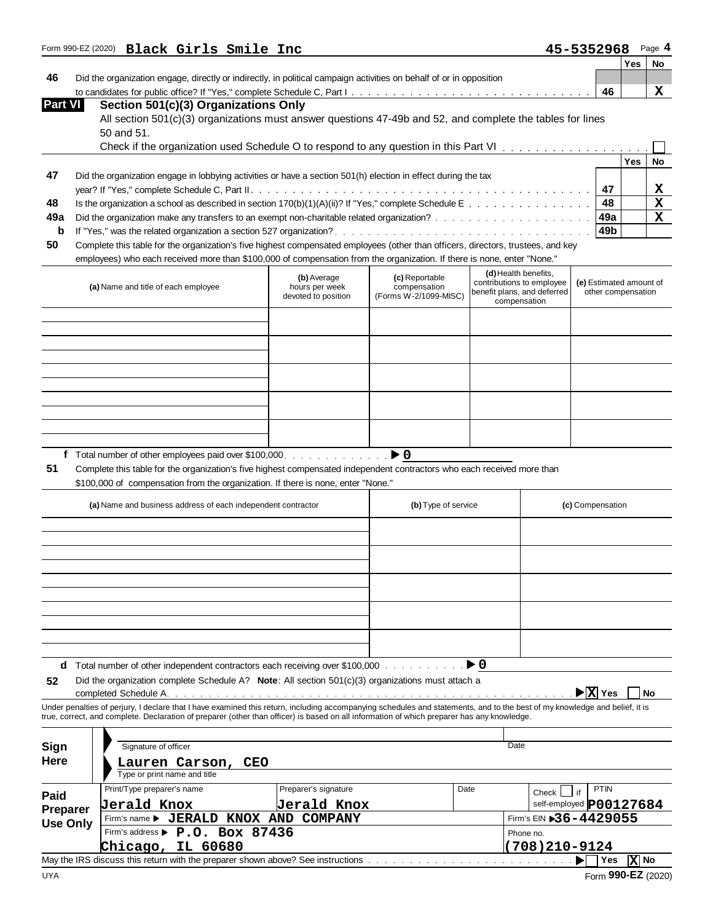Form 990-EZ (2020) **Black Girls Smile Inc** **45-5352968** Page **4**

| | | | Yes | No |
|---|---|---|---|---|
| 46 | Did the organization engage, directly or indirectly, in political campaign activities on behalf of or in opposition to candidates for public office? If "Yes," complete Schedule C, Part I | 46 | | X |

## Part VI Section 501(c)(3) Organizations Only

All section 501(c)(3) organizations must answer questions 47-49b and 52, and complete the tables for lines 50 and 51.

Check if the organization used Schedule O to respond to any question in this Part VI ☐

| | | | Yes | No |
|---|---|---|---|---|
| 47 | Did the organization engage in lobbying activities or have a section 501(h) election in effect during the tax year? If "Yes," complete Schedule C, Part II | 47 | | X |
| 48 | Is the organization a school as described in section 170(b)(1)(A)(ii)? If "Yes," complete Schedule E | 48 | | X |
| 49a | Did the organization make any transfers to an exempt non-charitable related organization? | 49a | | X |
| b | If "Yes," was the related organization a section 527 organization? | 49b | | |

**50** Complete this table for the organization's five highest compensated employees (other than officers, directors, trustees, and key employees) who each received more than $100,000 of compensation from the organization. If there is none, enter "None."

| (a) Name and title of each employee | (b) Average hours per week devoted to position | (c) Reportable compensation (Forms W-2/1099-MISC) | (d) Health benefits, contributions to employee benefit plans, and deferred compensation | (e) Estimated amount of other compensation |
|---|---|---|---|---|
| | | | | |
| | | | | |
| | | | | |
| | | | | |
| | | | | |

**f** Total number of other employees paid over $100,000 ▶ 0

**51** Complete this table for the organization's five highest compensated independent contractors who each received more than $100,000 of compensation from the organization. If there is none, enter "None."

| (a) Name and business address of each independent contractor | (b) Type of service | (c) Compensation |
|---|---|---|
| | | |
| | | |
| | | |
| | | |
| | | |

**d** Total number of other independent contractors each receiving over $100,000 ▶ 0

**52** Did the organization complete Schedule A? **Note**: All section 501(c)(3) organizations must attach a completed Schedule A ▶ [X] Yes ☐ No

Under penalties of perjury, I declare that I have examined this return, including accompanying schedules and statements, and to the best of my knowledge and belief, it is true, correct, and complete. Declaration of preparer (other than officer) is based on all information of which preparer has any knowledge.

**Sign Here**

Signature of officer ____________ Date ______

**Lauren Carson, CEO**
Type or print name and title

**Paid Preparer Use Only**

| Print/Type preparer's name | Preparer's signature | Date | Check ☐ if self-employed | PTIN |
|---|---|---|---|---|
| Jerald Knox | Jerald Knox | | | P00127684 |

Firm's name ▶ **JERALD KNOX AND COMPANY** — Firm's EIN ▶ **36-4429055**

Firm's address ▶ **P.O. Box 87436, Chicago, IL 60680** — Phone no. **(708)210-9124**

May the IRS discuss this return with the preparer shown above? See instructions ▶ ☐ Yes [X] No

UYA — Form **990-EZ** (2020)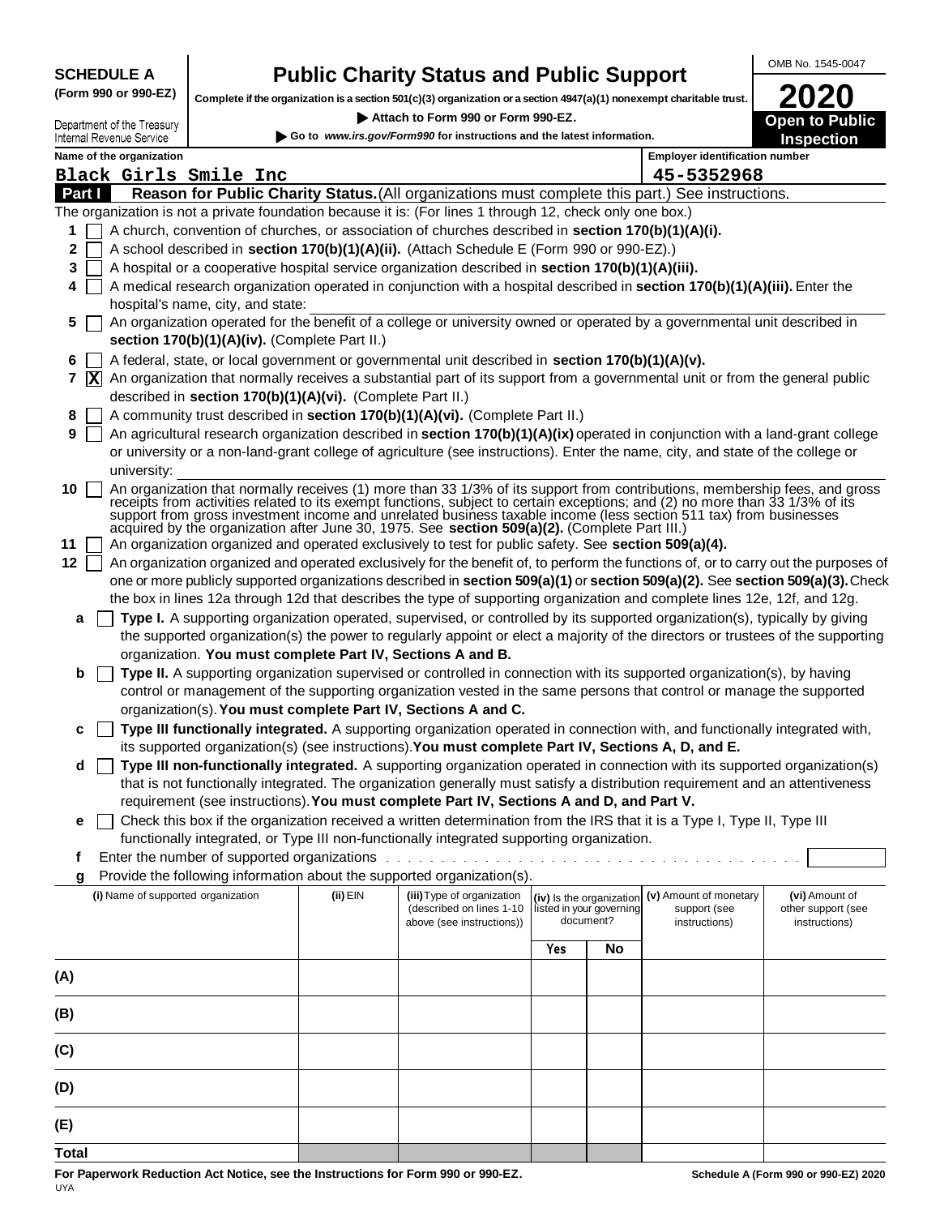**SCHEDULE A**
**(Form 990 or 990-EZ)**

Department of the Treasury
Internal Revenue Service

# Public Charity Status and Public Support

**Complete if the organization is a section 501(c)(3) organization or a section 4947(a)(1) nonexempt charitable trust.**

▶ **Attach to Form 990 or Form 990-EZ.**

▶ **Go to** ***www.irs.gov/Form990*** **for instructions and the latest information.**

OMB No. 1545-0047

**2020**

**Open to Public Inspection**

**Name of the organization:** Black Girls Smile Inc

**Employer identification number:** 45-5352968

## Part I — Reason for Public Charity Status. (All organizations must complete this part.) See instructions.

The organization is not a private foundation because it is: (For lines 1 through 12, check only one box.)

1. [ ] A church, convention of churches, or association of churches described in **section 170(b)(1)(A)(i).**
2. [ ] A school described in **section 170(b)(1)(A)(ii).** (Attach Schedule E (Form 990 or 990-EZ).)
3. [ ] A hospital or a cooperative hospital service organization described in **section 170(b)(1)(A)(iii).**
4. [ ] A medical research organization operated in conjunction with a hospital described in **section 170(b)(1)(A)(iii).** Enter the hospital's name, city, and state:
5. [ ] An organization operated for the benefit of a college or university owned or operated by a governmental unit described in **section 170(b)(1)(A)(iv).** (Complete Part II.)
6. [ ] A federal, state, or local government or governmental unit described in **section 170(b)(1)(A)(v).**
7. [X] An organization that normally receives a substantial part of its support from a governmental unit or from the general public described in **section 170(b)(1)(A)(vi).** (Complete Part II.)
8. [ ] A community trust described in **section 170(b)(1)(A)(vi).** (Complete Part II.)
9. [ ] An agricultural research organization described in **section 170(b)(1)(A)(ix)** operated in conjunction with a land-grant college or university or a non-land-grant college of agriculture (see instructions). Enter the name, city, and state of the college or university:
10. [ ] An organization that normally receives (1) more than 33 1/3% of its support from contributions, membership fees, and gross receipts from activities related to its exempt functions, subject to certain exceptions; and (2) no more than 33 1/3% of its support from gross investment income and unrelated business taxable income (less section 511 tax) from businesses acquired by the organization after June 30, 1975. See **section 509(a)(2).** (Complete Part III.)
11. [ ] An organization organized and operated exclusively to test for public safety. See **section 509(a)(4).**
12. [ ] An organization organized and operated exclusively for the benefit of, to perform the functions of, or to carry out the purposes of one or more publicly supported organizations described in **section 509(a)(1)** or **section 509(a)(2).** See **section 509(a)(3).** Check the box in lines 12a through 12d that describes the type of supporting organization and complete lines 12e, 12f, and 12g.
   - **a** [ ] **Type I.** A supporting organization operated, supervised, or controlled by its supported organization(s), typically by giving the supported organization(s) the power to regularly appoint or elect a majority of the directors or trustees of the supporting organization. **You must complete Part IV, Sections A and B.**
   - **b** [ ] **Type II.** A supporting organization supervised or controlled in connection with its supported organization(s), by having control or management of the supporting organization vested in the same persons that control or manage the supported organization(s). **You must complete Part IV, Sections A and C.**
   - **c** [ ] **Type III functionally integrated.** A supporting organization operated in connection with, and functionally integrated with, its supported organization(s) (see instructions). **You must complete Part IV, Sections A, D, and E.**
   - **d** [ ] **Type III non-functionally integrated.** A supporting organization operated in connection with its supported organization(s) that is not functionally integrated. The organization generally must satisfy a distribution requirement and an attentiveness requirement (see instructions). **You must complete Part IV, Sections A and D, and Part V.**
   - **e** [ ] Check this box if the organization received a written determination from the IRS that it is a Type I, Type II, Type III functionally integrated, or Type III non-functionally integrated supporting organization.
   - **f** Enter the number of supported organizations
   - **g** Provide the following information about the supported organization(s).

| (i) Name of supported organization | (ii) EIN | (iii) Type of organization (described on lines 1-10 above (see instructions)) | (iv) Is the organization listed in your governing document? Yes | No | (v) Amount of monetary support (see instructions) | (vi) Amount of other support (see instructions) |
|---|---|---|---|---|---|---|
| (A) | | | | | | |
| (B) | | | | | | |
| (C) | | | | | | |
| (D) | | | | | | |
| (E) | | | | | | |
| Total | | | | | | |

**For Paperwork Reduction Act Notice, see the Instructions for Form 990 or 990-EZ.** **Schedule A (Form 990 or 990-EZ) 2020**

UYA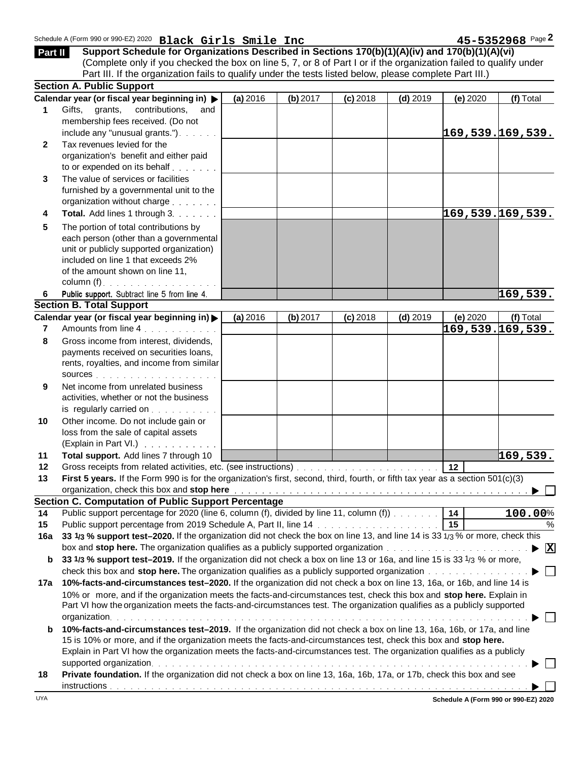Schedule A (Form 990 or 990-EZ) 2020 **Black Girls Smile Inc** 45-5352968 Page **2**

## Part II Support Schedule for Organizations Described in Sections 170(b)(1)(A)(iv) and 170(b)(1)(A)(vi)

(Complete only if you checked the box on line 5, 7, or 8 of Part I or if the organization failed to qualify under Part III. If the organization fails to qualify under the tests listed below, please complete Part III.)

### Section A. Public Support

| | Calendar year (or fiscal year beginning in) ▶ | (a) 2016 | (b) 2017 | (c) 2018 | (d) 2019 | (e) 2020 | (f) Total |
|---|---|---|---|---|---|---|---|
| 1 | Gifts, grants, contributions, and membership fees received. (Do not include any "unusual grants.") | | | | | 169,539. | 169,539. |
| 2 | Tax revenues levied for the organization's benefit and either paid to or expended on its behalf | | | | | | |
| 3 | The value of services or facilities furnished by a governmental unit to the organization without charge | | | | | | |
| 4 | **Total.** Add lines 1 through 3 | | | | | 169,539. | 169,539. |
| 5 | The portion of total contributions by each person (other than a governmental unit or publicly supported organization) included on line 1 that exceeds 2% of the amount shown on line 11, column (f) | | | | | | |
| 6 | **Public support.** Subtract line 5 from line 4. | | | | | | 169,539. |

### Section B. Total Support

| | Calendar year (or fiscal year beginning in) ▶ | (a) 2016 | (b) 2017 | (c) 2018 | (d) 2019 | (e) 2020 | (f) Total |
|---|---|---|---|---|---|---|---|
| 7 | Amounts from line 4 | | | | | 169,539. | 169,539. |
| 8 | Gross income from interest, dividends, payments received on securities loans, rents, royalties, and income from similar sources | | | | | | |
| 9 | Net income from unrelated business activities, whether or not the business is regularly carried on | | | | | | |
| 10 | Other income. Do not include gain or loss from the sale of capital assets (Explain in Part VI.) | | | | | | |
| 11 | **Total support.** Add lines 7 through 10 | | | | | | 169,539. |

**12** Gross receipts from related activities, etc. (see instructions) . . . **12**

**13** **First 5 years.** If the Form 990 is for the organization's first, second, third, fourth, or fifth tax year as a section 501(c)(3) organization, check this box and **stop here** . . . ▶ ☐

### Section C. Computation of Public Support Percentage

**14** Public support percentage for 2020 (line 6, column (f), divided by line 11, column (f)) . . . **14** **100.00** %

**15** Public support percentage from 2019 Schedule A, Part II, line 14 . . . **15** %

**16a** **33 1/3 % support test–2020.** If the organization did not check the box on line 13, and line 14 is 33 1/3 % or more, check this box and **stop here.** The organization qualifies as a publicly supported organization . . . ▶ ☒

**b** **33 1/3 % support test–2019.** If the organization did not check a box on line 13 or 16a, and line 15 is 33 1/3 % or more, check this box and **stop here.** The organization qualifies as a publicly supported organization . . . ▶ ☐

**17a** **10%-facts-and-circumstances test–2020.** If the organization did not check a box on line 13, 16a, or 16b, and line 14 is 10% or more, and if the organization meets the facts-and-circumstances test, check this box and **stop here.** Explain in Part VI how the organization meets the facts-and-circumstances test. The organization qualifies as a publicly supported organization . . . ▶ ☐

**b** **10%-facts-and-circumstances test–2019.** If the organization did not check a box on line 13, 16a, 16b, or 17a, and line 15 is 10% or more, and if the organization meets the facts-and-circumstances test, check this box and **stop here.** Explain in Part VI how the organization meets the facts-and-circumstances test. The organization qualifies as a publicly supported organization . . . ▶ ☐

**18** **Private foundation.** If the organization did not check a box on line 13, 16a, 16b, 17a, or 17b, check this box and see instructions . . . ▶ ☐

UYA **Schedule A (Form 990 or 990-EZ) 2020**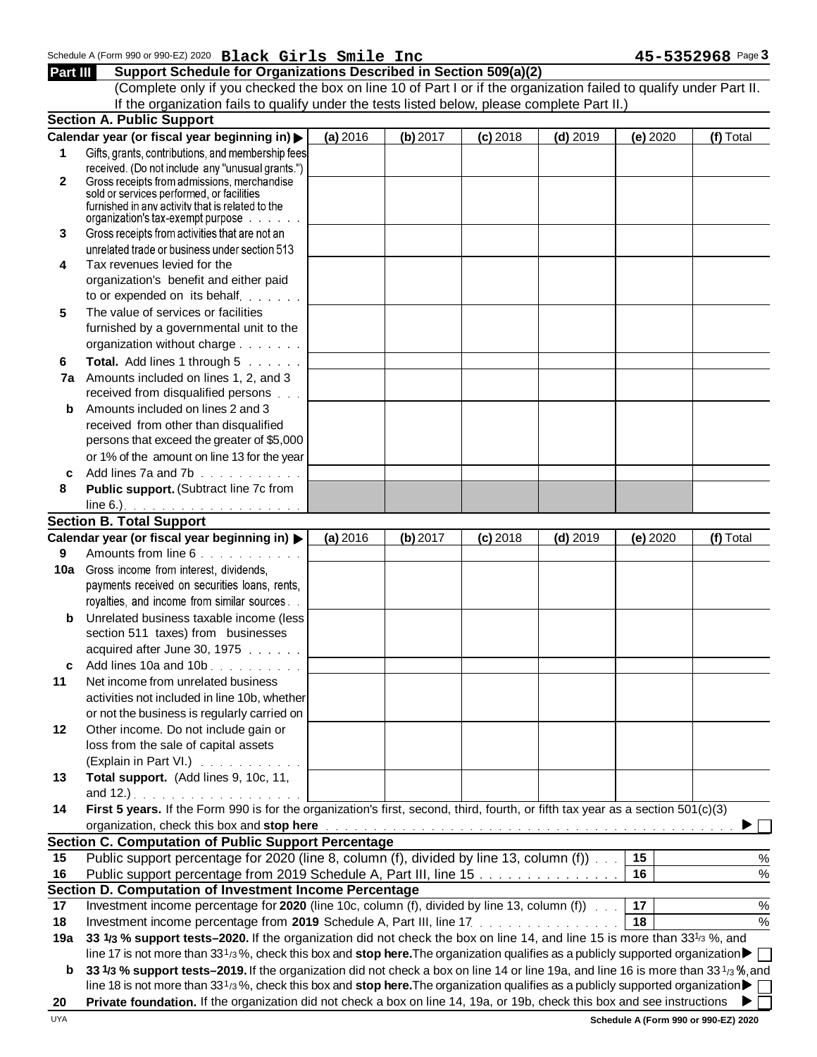Schedule A (Form 990 or 990-EZ) 2020 **Black Girls Smile Inc** **45-5352968** Page **3**

## Part III Support Schedule for Organizations Described in Section 509(a)(2)

(Complete only if you checked the box on line 10 of Part I or if the organization failed to qualify under Part II. If the organization fails to qualify under the tests listed below, please complete Part II.)

### Section A. Public Support

| Calendar year (or fiscal year beginning in) ▶ | (a) 2016 | (b) 2017 | (c) 2018 | (d) 2019 | (e) 2020 | (f) Total |
|---|---|---|---|---|---|---|
| **1** Gifts, grants, contributions, and membership fees received. (Do not include any "unusual grants.") | | | | | | |
| **2** Gross receipts from admissions, merchandise sold or services performed, or facilities furnished in any activity that is related to the organization's tax-exempt purpose | | | | | | |
| **3** Gross receipts from activities that are not an unrelated trade or business under section 513 | | | | | | |
| **4** Tax revenues levied for the organization's benefit and either paid to or expended on its behalf | | | | | | |
| **5** The value of services or facilities furnished by a governmental unit to the organization without charge | | | | | | |
| **6** **Total.** Add lines 1 through 5 | | | | | | |
| **7a** Amounts included on lines 1, 2, and 3 received from disqualified persons | | | | | | |
| **b** Amounts included on lines 2 and 3 received from other than disqualified persons that exceed the greater of $5,000 or 1% of the amount on line 13 for the year | | | | | | |
| **c** Add lines 7a and 7b | | | | | | |
| **8** **Public support.** (Subtract line 7c from line 6.) | | | | | | |

### Section B. Total Support

| Calendar year (or fiscal year beginning in) ▶ | (a) 2016 | (b) 2017 | (c) 2018 | (d) 2019 | (e) 2020 | (f) Total |
|---|---|---|---|---|---|---|
| **9** Amounts from line 6 | | | | | | |
| **10a** Gross income from interest, dividends, payments received on securities loans, rents, royalties, and income from similar sources | | | | | | |
| **b** Unrelated business taxable income (less section 511 taxes) from businesses acquired after June 30, 1975 | | | | | | |
| **c** Add lines 10a and 10b | | | | | | |
| **11** Net income from unrelated business activities not included in line 10b, whether or not the business is regularly carried on | | | | | | |
| **12** Other income. Do not include gain or loss from the sale of capital assets (Explain in Part VI.) | | | | | | |
| **13** **Total support.** (Add lines 9, 10c, 11, and 12.) | | | | | | |

**14** **First 5 years.** If the Form 990 is for the organization's first, second, third, fourth, or fifth tax year as a section 501(c)(3) organization, check this box and **stop here** ▶ ☐

### Section C. Computation of Public Support Percentage

| | | | |
|---|---|---|---|
| **15** | Public support percentage for 2020 (line 8, column (f), divided by line 13, column (f)) | **15** | % |
| **16** | Public support percentage from 2019 Schedule A, Part III, line 15 | **16** | % |

### Section D. Computation of Investment Income Percentage

| | | | |
|---|---|---|---|
| **17** | Investment income percentage for **2020** (line 10c, column (f), divided by line 13, column (f)) | **17** | % |
| **18** | Investment income percentage from **2019** Schedule A, Part III, line 17 | **18** | % |

**19a** **33 1/3 % support tests–2020.** If the organization did not check the box on line 14, and line 15 is more than 33 1/3 %, and line 17 is not more than 33 1/3 %, check this box and **stop here.** The organization qualifies as a publicly supported organization ▶ ☐

**b** **33 1/3 % support tests–2019.** If the organization did not check a box on line 14 or line 19a, and line 16 is more than 33 1/3 %, and line 18 is not more than 33 1/3 %, check this box and **stop here.** The organization qualifies as a publicly supported organization ▶ ☐

**20** **Private foundation.** If the organization did not check a box on line 14, 19a, or 19b, check this box and see instructions ▶ ☐

UYA **Schedule A (Form 990 or 990-EZ) 2020**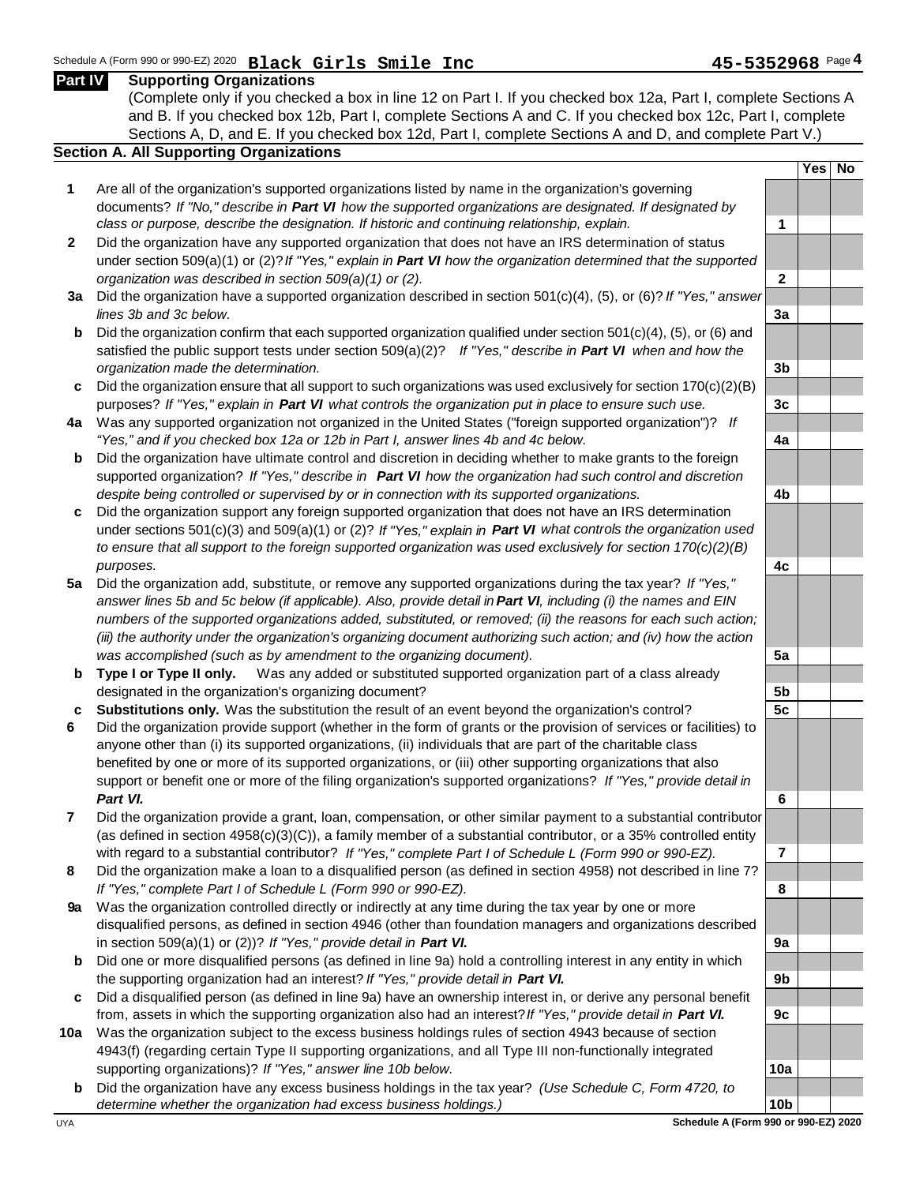Schedule A (Form 990 or 990-EZ) 2020 **Black Girls Smile Inc** **45-5352968** Page **4**

## Part IV Supporting Organizations

(Complete only if you checked a box in line 12 on Part I. If you checked box 12a, Part I, complete Sections A and B. If you checked box 12b, Part I, complete Sections A and C. If you checked box 12c, Part I, complete Sections A, D, and E. If you checked box 12d, Part I, complete Sections A and D, and complete Part V.)

### Section A. All Supporting Organizations

| | | | Yes | No |
|---|---|---|---|---|
| **1** | Are all of the organization's supported organizations listed by name in the organization's governing documents? *If "No," describe in **Part VI** how the supported organizations are designated. If designated by class or purpose, describe the designation. If historic and continuing relationship, explain.* | **1** | | |
| **2** | Did the organization have any supported organization that does not have an IRS determination of status under section 509(a)(1) or (2)? *If "Yes," explain in **Part VI** how the organization determined that the supported organization was described in section 509(a)(1) or (2).* | **2** | | |
| **3a** | Did the organization have a supported organization described in section 501(c)(4), (5), or (6)? *If "Yes," answer lines 3b and 3c below.* | **3a** | | |
| **b** | Did the organization confirm that each supported organization qualified under section 501(c)(4), (5), or (6) and satisfied the public support tests under section 509(a)(2)? *If "Yes," describe in **Part VI** when and how the organization made the determination.* | **3b** | | |
| **c** | Did the organization ensure that all support to such organizations was used exclusively for section 170(c)(2)(B) purposes? *If "Yes," explain in **Part VI** what controls the organization put in place to ensure such use.* | **3c** | | |
| **4a** | Was any supported organization not organized in the United States ("foreign supported organization")? *If "Yes," and if you checked box 12a or 12b in Part I, answer lines 4b and 4c below.* | **4a** | | |
| **b** | Did the organization have ultimate control and discretion in deciding whether to make grants to the foreign supported organization? *If "Yes," describe in **Part VI** how the organization had such control and discretion despite being controlled or supervised by or in connection with its supported organizations.* | **4b** | | |
| **c** | Did the organization support any foreign supported organization that does not have an IRS determination under sections 501(c)(3) and 509(a)(1) or (2)? *If "Yes," explain in **Part VI** what controls the organization used to ensure that all support to the foreign supported organization was used exclusively for section 170(c)(2)(B) purposes.* | **4c** | | |
| **5a** | Did the organization add, substitute, or remove any supported organizations during the tax year? *If "Yes," answer lines 5b and 5c below (if applicable). Also, provide detail in **Part VI**, including (i) the names and EIN numbers of the supported organizations added, substituted, or removed; (ii) the reasons for each such action; (iii) the authority under the organization's organizing document authorizing such action; and (iv) how the action was accomplished (such as by amendment to the organizing document).* | **5a** | | |
| **b** | **Type I or Type II only.** Was any added or substituted supported organization part of a class already designated in the organization's organizing document? | **5b** | | |
| **c** | **Substitutions only.** Was the substitution the result of an event beyond the organization's control? | **5c** | | |
| **6** | Did the organization provide support (whether in the form of grants or the provision of services or facilities) to anyone other than (i) its supported organizations, (ii) individuals that are part of the charitable class benefited by one or more of its supported organizations, or (iii) other supporting organizations that also support or benefit one or more of the filing organization's supported organizations? *If "Yes," provide detail in **Part VI.*** | **6** | | |
| **7** | Did the organization provide a grant, loan, compensation, or other similar payment to a substantial contributor (as defined in section 4958(c)(3)(C)), a family member of a substantial contributor, or a 35% controlled entity with regard to a substantial contributor? *If "Yes," complete Part I of Schedule L (Form 990 or 990-EZ).* | **7** | | |
| **8** | Did the organization make a loan to a disqualified person (as defined in section 4958) not described in line 7? *If "Yes," complete Part I of Schedule L (Form 990 or 990-EZ).* | **8** | | |
| **9a** | Was the organization controlled directly or indirectly at any time during the tax year by one or more disqualified persons, as defined in section 4946 (other than foundation managers and organizations described in section 509(a)(1) or (2))? *If "Yes," provide detail in **Part VI.*** | **9a** | | |
| **b** | Did one or more disqualified persons (as defined in line 9a) hold a controlling interest in any entity in which the supporting organization had an interest? *If "Yes," provide detail in **Part VI.*** | **9b** | | |
| **c** | Did a disqualified person (as defined in line 9a) have an ownership interest in, or derive any personal benefit from, assets in which the supporting organization also had an interest? *If "Yes," provide detail in **Part VI.*** | **9c** | | |
| **10a** | Was the organization subject to the excess business holdings rules of section 4943 because of section 4943(f) (regarding certain Type II supporting organizations, and all Type III non-functionally integrated supporting organizations)? *If "Yes," answer line 10b below.* | **10a** | | |
| **b** | Did the organization have any excess business holdings in the tax year? *(Use Schedule C, Form 4720, to determine whether the organization had excess business holdings.)* | **10b** | | |

UYA **Schedule A (Form 990 or 990-EZ) 2020**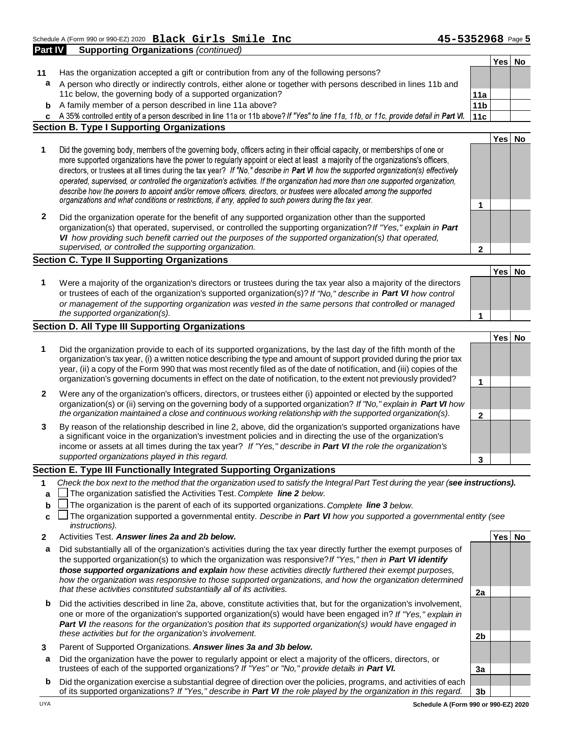Schedule A (Form 990 or 990-EZ) 2020 **Black Girls Smile Inc** **45-5352968** Page **5**

**Part IV** **Supporting Organizations** *(continued)*

| | | | Yes | No |
|---|---|---|---|---|
| **11** | Has the organization accepted a gift or contribution from any of the following persons? | | | |
| **a** | A person who directly or indirectly controls, either alone or together with persons described in lines 11b and 11c below, the governing body of a supported organization? | **11a** | | |
| **b** | A family member of a person described in line 11a above? | **11b** | | |
| **c** | A 35% controlled entity of a person described in line 11a or 11b above? *If "Yes" to line 11a, 11b, or 11c, provide detail in* ***Part VI.*** | **11c** | | |

## Section B. Type I Supporting Organizations

| | | | Yes | No |
|---|---|---|---|---|
| **1** | Did the governing body, members of the governing body, officers acting in their official capacity, or memberships of one or more supported organizations have the power to regularly appoint or elect at least a majority of the organizations's officers, directors, or trustees at all times during the tax year? *If "No," describe in* ***Part VI*** *how the supported organization(s) effectively operated, supervised, or controlled the organization's activities. If the organization had more than one supported organization, describe how the powers to appoint and/or remove officers, directors, or trustees were allocated among the supported organizations and what conditions or restrictions, if any, applied to such powers during the tax year.* | **1** | | |
| **2** | Did the organization operate for the benefit of any supported organization other than the supported organization(s) that operated, supervised, or controlled the supporting organization? *If "Yes," explain in* ***Part VI*** *how providing such benefit carried out the purposes of the supported organization(s) that operated, supervised, or controlled the supporting organization.* | **2** | | |

## Section C. Type II Supporting Organizations

| | | | Yes | No |
|---|---|---|---|---|
| **1** | Were a majority of the organization's directors or trustees during the tax year also a majority of the directors or trustees of each of the organization's supported organization(s)? *If "No," describe in* ***Part VI*** *how control or management of the supporting organization was vested in the same persons that controlled or managed the supported organization(s).* | **1** | | |

## Section D. All Type III Supporting Organizations

| | | | Yes | No |
|---|---|---|---|---|
| **1** | Did the organization provide to each of its supported organizations, by the last day of the fifth month of the organization's tax year, (i) a written notice describing the type and amount of support provided during the prior tax year, (ii) a copy of the Form 990 that was most recently filed as of the date of notification, and (iii) copies of the organization's governing documents in effect on the date of notification, to the extent not previously provided? | **1** | | |
| **2** | Were any of the organization's officers, directors, or trustees either (i) appointed or elected by the supported organization(s) or (ii) serving on the governing body of a supported organization? *If "No," explain in* ***Part VI*** *how the organization maintained a close and continuous working relationship with the supported organization(s).* | **2** | | |
| **3** | By reason of the relationship described in line 2, above, did the organization's supported organizations have a significant voice in the organization's investment policies and in directing the use of the organization's income or assets at all times during the tax year? *If "Yes," describe in* ***Part VI*** *the role the organization's supported organizations played in this regard.* | **3** | | |

## Section E. Type III Functionally Integrated Supporting Organizations

**1** *Check the box next to the method that the organization used to satisfy the Integral Part Test during the year (**see instructions**).*

- **a** ☐ The organization satisfied the Activities Test. *Complete **line 2** below.*
- **b** ☐ The organization is the parent of each of its supported organizations. *Complete **line 3** below.*
- **c** ☐ The organization supported a governmental entity. *Describe in **Part VI** how you supported a governmental entity (see instructions).*

| | | | Yes | No |
|---|---|---|---|---|
| **2** | Activities Test. ***Answer lines 2a and 2b below.*** | | | |
| **a** | Did substantially all of the organization's activities during the tax year directly further the exempt purposes of the supported organization(s) to which the organization was responsive? *If "Yes," then in* ***Part VI identify those supported organizations and explain*** *how these activities directly furthered their exempt purposes, how the organization was responsive to those supported organizations, and how the organization determined that these activities constituted substantially all of its activities.* | **2a** | | |
| **b** | Did the activities described in line 2a, above, constitute activities that, but for the organization's involvement, one or more of the organization's supported organization(s) would have been engaged in? *If "Yes," explain in* ***Part VI*** *the reasons for the organization's position that its supported organization(s) would have engaged in these activities but for the organization's involvement.* | **2b** | | |
| **3** | Parent of Supported Organizations. ***Answer lines 3a and 3b below.*** | | | |
| **a** | Did the organization have the power to regularly appoint or elect a majority of the officers, directors, or trustees of each of the supported organizations? *If "Yes" or "No," provide details in* ***Part VI.*** | **3a** | | |
| **b** | Did the organization exercise a substantial degree of direction over the policies, programs, and activities of each of its supported organizations? *If "Yes," describe in* ***Part VI*** *the role played by the organization in this regard.* | **3b** | | |

UYA **Schedule A (Form 990 or 990-EZ) 2020**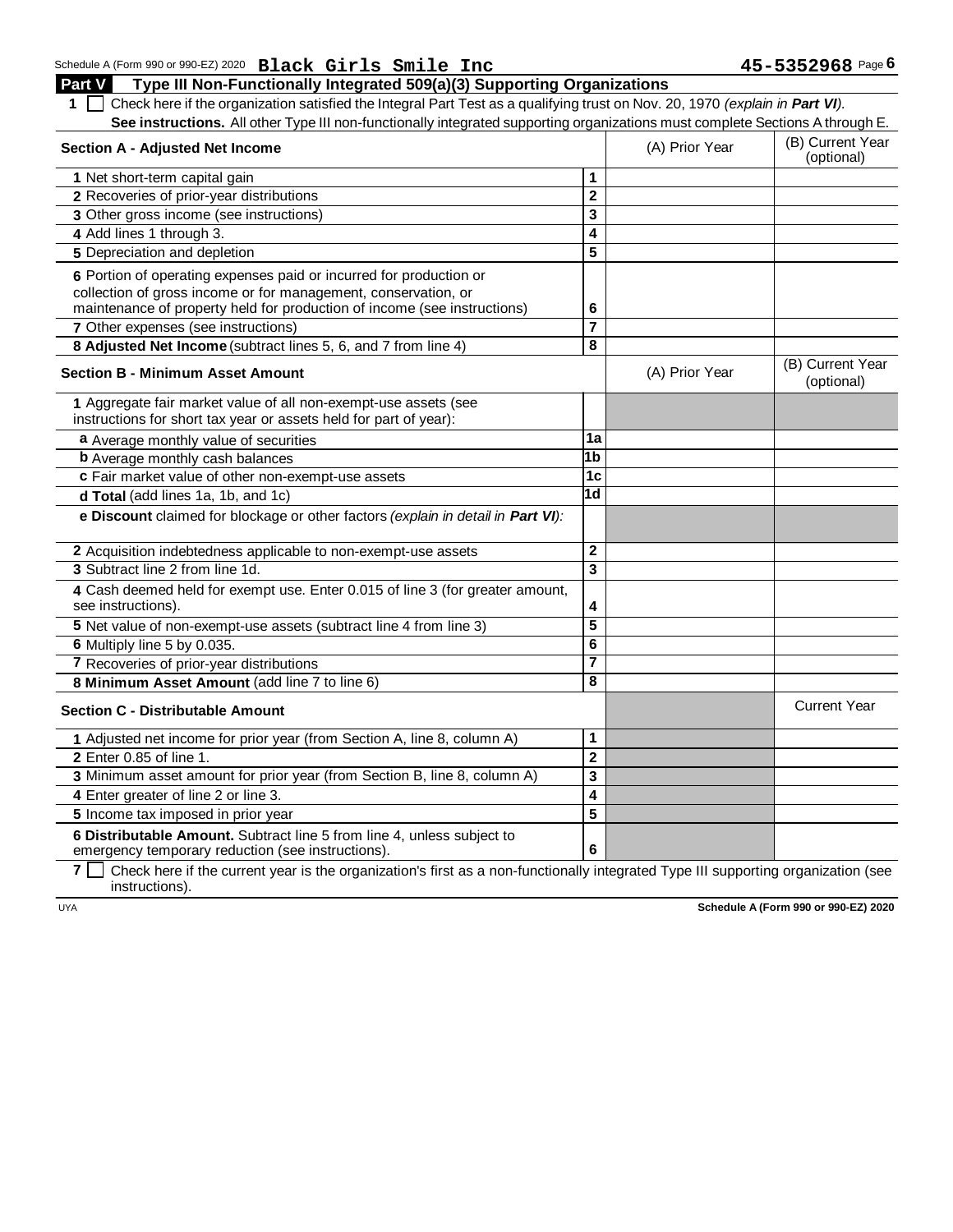Schedule A (Form 990 or 990-EZ) 2020 **Black Girls Smile Inc** **45-5352968** Page **6**

## Part V Type III Non-Functionally Integrated 509(a)(3) Supporting Organizations

**1** ☐ Check here if the organization satisfied the Integral Part Test as a qualifying trust on Nov. 20, 1970 *(explain in **Part VI**)*. **See instructions.** All other Type III non-functionally integrated supporting organizations must complete Sections A through E.

| **Section A - Adjusted Net Income** | | (A) Prior Year | (B) Current Year (optional) |
|---|---|---|---|
| **1** Net short-term capital gain | **1** | | |
| **2** Recoveries of prior-year distributions | **2** | | |
| **3** Other gross income (see instructions) | **3** | | |
| **4** Add lines 1 through 3. | **4** | | |
| **5** Depreciation and depletion | **5** | | |
| **6** Portion of operating expenses paid or incurred for production or collection of gross income or for management, conservation, or maintenance of property held for production of income (see instructions) | **6** | | |
| **7** Other expenses (see instructions) | **7** | | |
| **8 Adjusted Net Income** (subtract lines 5, 6, and 7 from line 4) | **8** | | |

| **Section B - Minimum Asset Amount** | | (A) Prior Year | (B) Current Year (optional) |
|---|---|---|---|
| **1** Aggregate fair market value of all non-exempt-use assets (see instructions for short tax year or assets held for part of year): | | | |
| **a** Average monthly value of securities | **1a** | | |
| **b** Average monthly cash balances | **1b** | | |
| **c** Fair market value of other non-exempt-use assets | **1c** | | |
| **d Total** (add lines 1a, 1b, and 1c) | **1d** | | |
| **e Discount** claimed for blockage or other factors *(explain in detail in **Part VI**)*: | | | |
| **2** Acquisition indebtedness applicable to non-exempt-use assets | **2** | | |
| **3** Subtract line 2 from line 1d. | **3** | | |
| **4** Cash deemed held for exempt use. Enter 0.015 of line 3 (for greater amount, see instructions). | **4** | | |
| **5** Net value of non-exempt-use assets (subtract line 4 from line 3) | **5** | | |
| **6** Multiply line 5 by 0.035. | **6** | | |
| **7** Recoveries of prior-year distributions | **7** | | |
| **8 Minimum Asset Amount** (add line 7 to line 6) | **8** | | |

| **Section C - Distributable Amount** | | | Current Year |
|---|---|---|---|
| **1** Adjusted net income for prior year (from Section A, line 8, column A) | **1** | | |
| **2** Enter 0.85 of line 1. | **2** | | |
| **3** Minimum asset amount for prior year (from Section B, line 8, column A) | **3** | | |
| **4** Enter greater of line 2 or line 3. | **4** | | |
| **5** Income tax imposed in prior year | **5** | | |
| **6 Distributable Amount.** Subtract line 5 from line 4, unless subject to emergency temporary reduction (see instructions). | **6** | | |

**7** ☐ Check here if the current year is the organization's first as a non-functionally integrated Type III supporting organization (see instructions).

UYA **Schedule A (Form 990 or 990-EZ) 2020**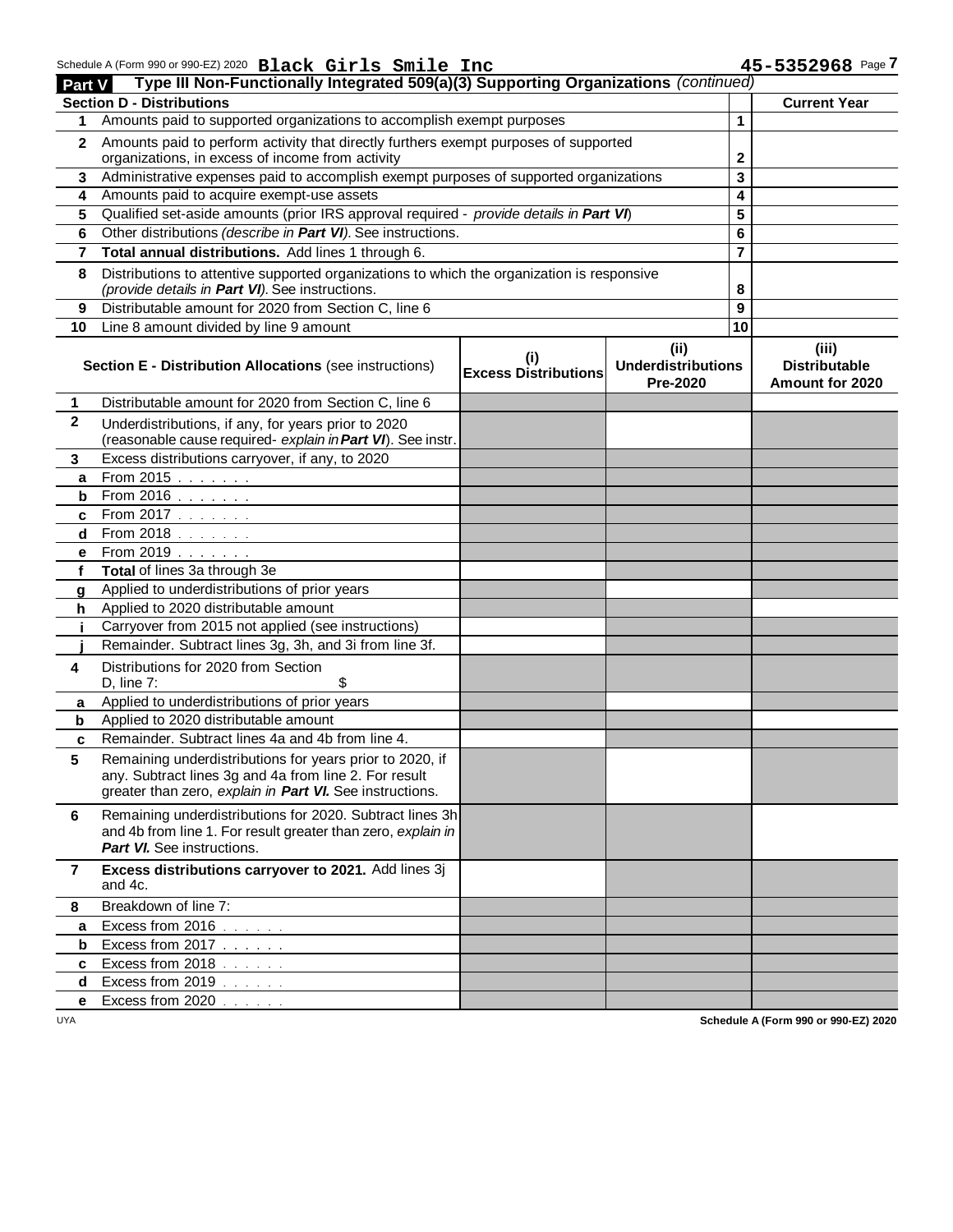Schedule A (Form 990 or 990-EZ) 2020 **Black Girls Smile Inc** **45-5352968** Page **7**

**Part V** **Type III Non-Functionally Integrated 509(a)(3) Supporting Organizations** *(continued)*

| **Section D - Distributions** | | | **Current Year** |
|---|---|---|---|
| 1 | Amounts paid to supported organizations to accomplish exempt purposes | 1 | |
| 2 | Amounts paid to perform activity that directly furthers exempt purposes of supported organizations, in excess of income from activity | 2 | |
| 3 | Administrative expenses paid to accomplish exempt purposes of supported organizations | 3 | |
| 4 | Amounts paid to acquire exempt-use assets | 4 | |
| 5 | Qualified set-aside amounts (prior IRS approval required - *provide details in **Part VI***) | 5 | |
| 6 | Other distributions *(describe in **Part VI**)*. See instructions. | 6 | |
| 7 | **Total annual distributions.** Add lines 1 through 6. | 7 | |
| 8 | Distributions to attentive supported organizations to which the organization is responsive *(provide details in **Part VI**)*. See instructions. | 8 | |
| 9 | Distributable amount for 2020 from Section C, line 6 | 9 | |
| 10 | Line 8 amount divided by line 9 amount | 10 | |

| | **Section E - Distribution Allocations** (see instructions) | **(i) Excess Distributions** | **(ii) Underdistributions Pre-2020** | **(iii) Distributable Amount for 2020** |
|---|---|---|---|---|
| 1 | Distributable amount for 2020 from Section C, line 6 | | | |
| 2 | Underdistributions, if any, for years prior to 2020 (reasonable cause required- *explain in **Part VI***). See instr. | | | |
| 3 | Excess distributions carryover, if any, to 2020 | | | |
| a | From 2015 . . . . . . . | | | |
| b | From 2016 . . . . . . . | | | |
| c | From 2017 . . . . . . . | | | |
| d | From 2018 . . . . . . . | | | |
| e | From 2019 . . . . . . . | | | |
| f | **Total** of lines 3a through 3e | | | |
| g | Applied to underdistributions of prior years | | | |
| h | Applied to 2020 distributable amount | | | |
| i | Carryover from 2015 not applied (see instructions) | | | |
| j | Remainder. Subtract lines 3g, 3h, and 3i from line 3f. | | | |
| 4 | Distributions for 2020 from Section D, line 7: $ | | | |
| a | Applied to underdistributions of prior years | | | |
| b | Applied to 2020 distributable amount | | | |
| c | Remainder. Subtract lines 4a and 4b from line 4. | | | |
| 5 | Remaining underdistributions for years prior to 2020, if any. Subtract lines 3g and 4a from line 2. For result greater than zero, *explain in **Part VI.*** See instructions. | | | |
| 6 | Remaining underdistributions for 2020. Subtract lines 3h and 4b from line 1. For result greater than zero, *explain in **Part VI.*** See instructions. | | | |
| 7 | **Excess distributions carryover to 2021.** Add lines 3j and 4c. | | | |
| 8 | Breakdown of line 7: | | | |
| a | Excess from 2016 . . . . . . | | | |
| b | Excess from 2017 . . . . . . | | | |
| c | Excess from 2018 . . . . . . | | | |
| d | Excess from 2019 . . . . . . | | | |
| e | Excess from 2020 . . . . . . | | | |

UYA **Schedule A (Form 990 or 990-EZ) 2020**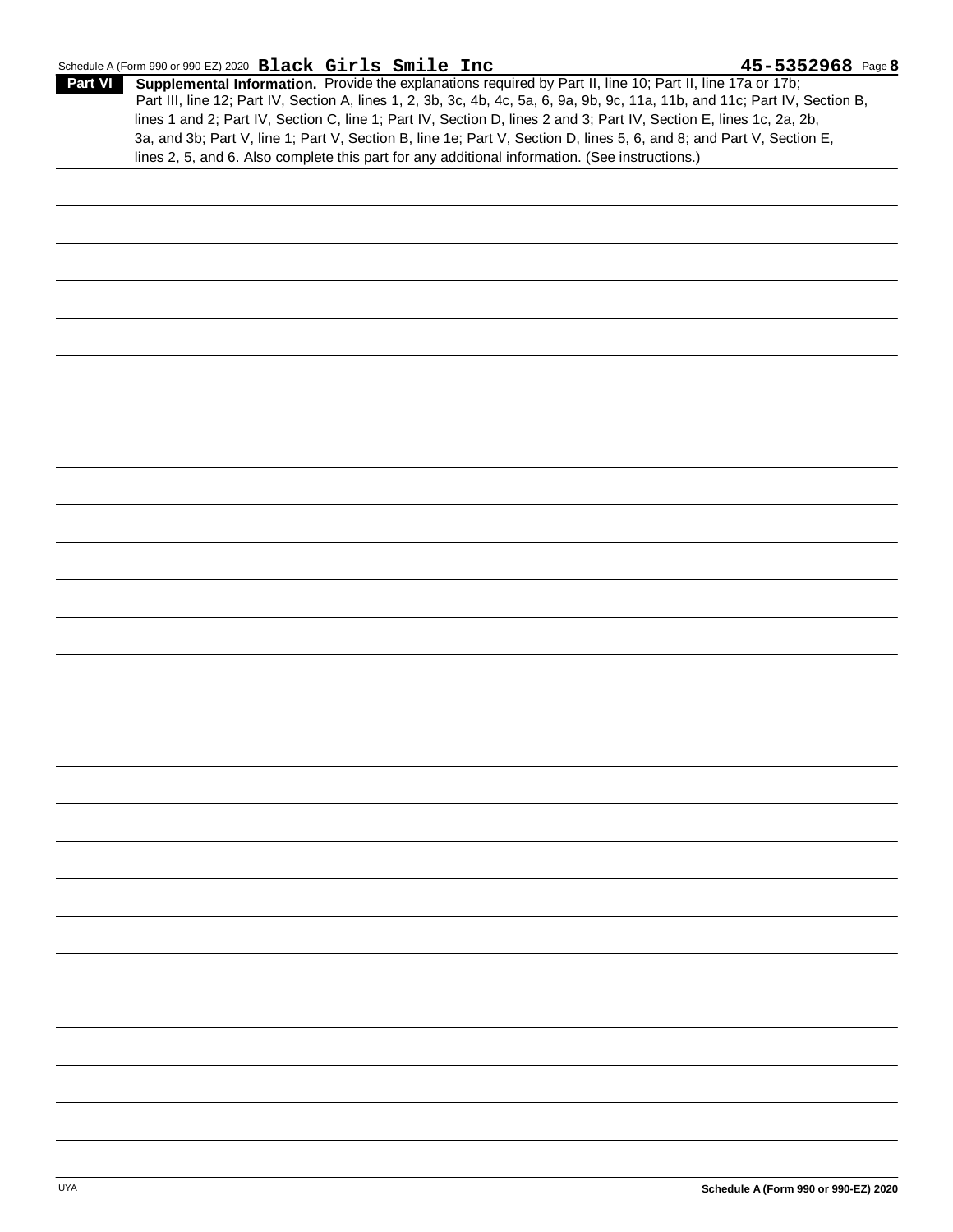Schedule A (Form 990 or 990-EZ) 2020 **Black Girls Smile Inc** **45-5352968** Page **8**

**Part VI** **Supplemental Information.** Provide the explanations required by Part II, line 10; Part II, line 17a or 17b; Part III, line 12; Part IV, Section A, lines 1, 2, 3b, 3c, 4b, 4c, 5a, 6, 9a, 9b, 9c, 11a, 11b, and 11c; Part IV, Section B, lines 1 and 2; Part IV, Section C, line 1; Part IV, Section D, lines 2 and 3; Part IV, Section E, lines 1c, 2a, 2b, 3a, and 3b; Part V, line 1; Part V, Section B, line 1e; Part V, Section D, lines 5, 6, and 8; and Part V, Section E, lines 2, 5, and 6. Also complete this part for any additional information. (See instructions.)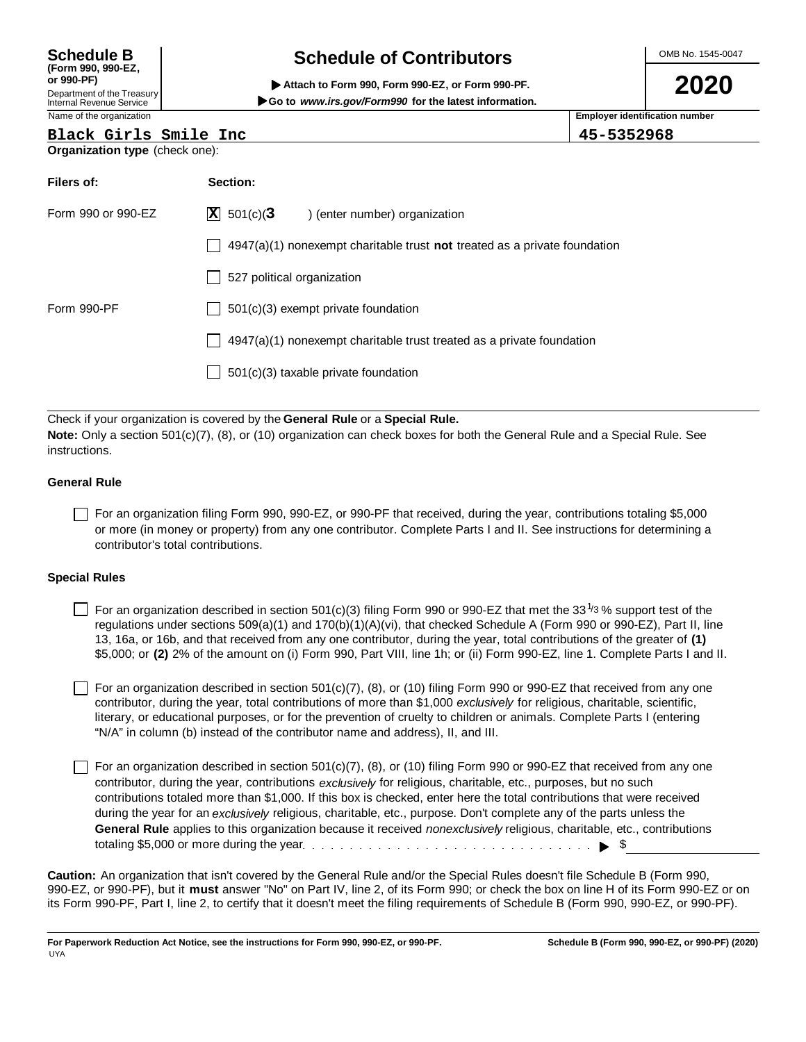# Schedule B (Form 990, 990-EZ, or 990-PF)

Department of the Treasury
Internal Revenue Service

## Schedule of Contributors

▶ Attach to Form 990, Form 990-EZ, or Form 990-PF.

▶ Go to *www.irs.gov/Form990* for the latest information.

OMB No. 1545-0047

**2020**

| Name of the organization | Employer identification number |
|---|---|
| Black Girls Smile Inc | 45-5352968 |

**Organization type** (check one):

| Filers of: | Section: |
|---|---|
| Form 990 or 990-EZ | [X] 501(c)( **3** ) (enter number) organization |
| | [ ] 4947(a)(1) nonexempt charitable trust **not** treated as a private foundation |
| | [ ] 527 political organization |
| Form 990-PF | [ ] 501(c)(3) exempt private foundation |
| | [ ] 4947(a)(1) nonexempt charitable trust treated as a private foundation |
| | [ ] 501(c)(3) taxable private foundation |

Check if your organization is covered by the **General Rule** or a **Special Rule.**

**Note:** Only a section 501(c)(7), (8), or (10) organization can check boxes for both the General Rule and a Special Rule. See instructions.

### General Rule

[ ] For an organization filing Form 990, 990-EZ, or 990-PF that received, during the year, contributions totaling $5,000 or more (in money or property) from any one contributor. Complete Parts I and II. See instructions for determining a contributor's total contributions.

### Special Rules

[ ] For an organization described in section 501(c)(3) filing Form 990 or 990-EZ that met the 33 1/3 % support test of the regulations under sections 509(a)(1) and 170(b)(1)(A)(vi), that checked Schedule A (Form 990 or 990-EZ), Part II, line 13, 16a, or 16b, and that received from any one contributor, during the year, total contributions of the greater of **(1)** $5,000; or **(2)** 2% of the amount on (i) Form 990, Part VIII, line 1h; or (ii) Form 990-EZ, line 1. Complete Parts I and II.

[ ] For an organization described in section 501(c)(7), (8), or (10) filing Form 990 or 990-EZ that received from any one contributor, during the year, total contributions of more than $1,000 *exclusively* for religious, charitable, scientific, literary, or educational purposes, or for the prevention of cruelty to children or animals. Complete Parts I (entering "N/A" in column (b) instead of the contributor name and address), II, and III.

[ ] For an organization described in section 501(c)(7), (8), or (10) filing Form 990 or 990-EZ that received from any one contributor, during the year, contributions *exclusively* for religious, charitable, etc., purposes, but no such contributions totaled more than $1,000. If this box is checked, enter here the total contributions that were received during the year for an *exclusively* religious, charitable, etc., purpose. Don't complete any of the parts unless the **General Rule** applies to this organization because it received *nonexclusively* religious, charitable, etc., contributions totaling $5,000 or more during the year. . . . . . . . . . . . . . . . . . . . . . . . . . . . . . . ▶ $

**Caution:** An organization that isn't covered by the General Rule and/or the Special Rules doesn't file Schedule B (Form 990, 990-EZ, or 990-PF), but it **must** answer "No" on Part IV, line 2, of its Form 990; or check the box on line H of its Form 990-EZ or on its Form 990-PF, Part I, line 2, to certify that it doesn't meet the filing requirements of Schedule B (Form 990, 990-EZ, or 990-PF).

**For Paperwork Reduction Act Notice, see the instructions for Form 990, 990-EZ, or 990-PF.** UYA **Schedule B (Form 990, 990-EZ, or 990-PF) (2020)**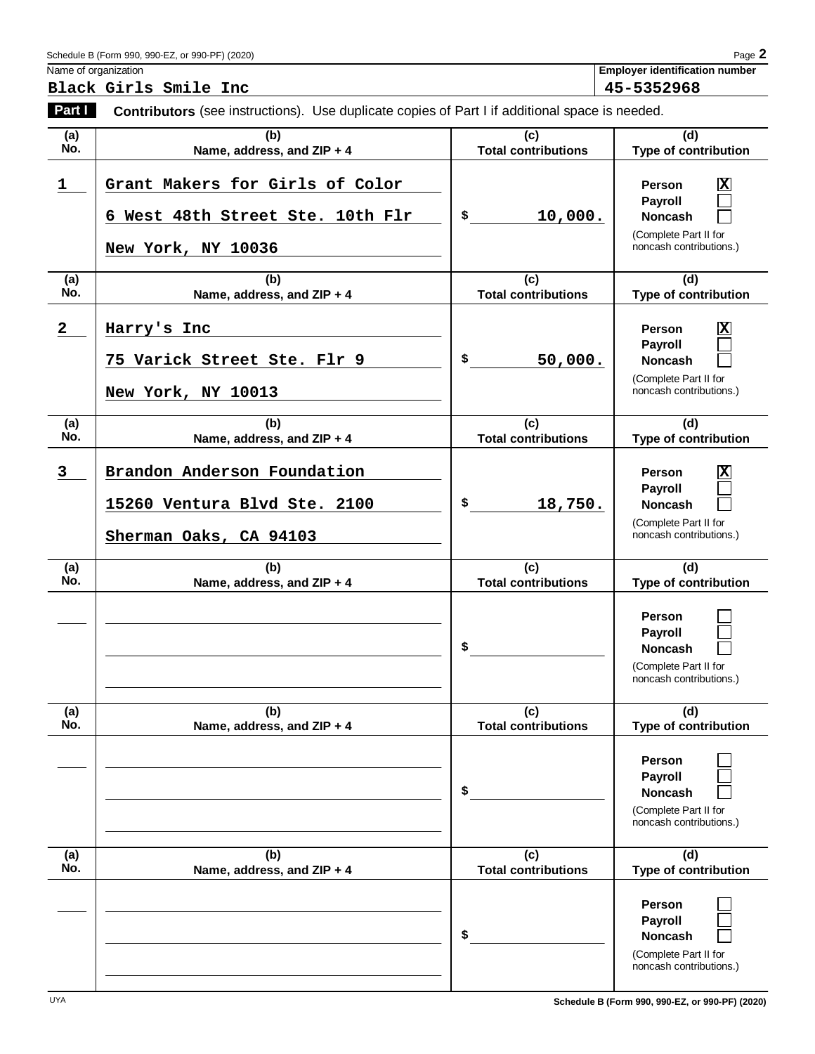Schedule B (Form 990, 990-EZ, or 990-PF) (2020)

| Name of organization | Employer identification number |
|---|---|
| Black Girls Smile Inc | 45-5352968 |

**Part I** **Contributors** (see instructions). Use duplicate copies of Part I if additional space is needed.

| (a) No. | (b) Name, address, and ZIP + 4 | (c) Total contributions | (d) Type of contribution |
|---|---|---|---|
| 1 | Grant Makers for Girls of Color<br>6 West 48th Street Ste. 10th Flr<br>New York, NY 10036 | $ 10,000. | Person [X]<br>Payroll [ ]<br>Noncash [ ]<br>(Complete Part II for noncash contributions.) |
| 2 | Harry's Inc<br>75 Varick Street Ste. Flr 9<br>New York, NY 10013 | $ 50,000. | Person [X]<br>Payroll [ ]<br>Noncash [ ]<br>(Complete Part II for noncash contributions.) |
| 3 | Brandon Anderson Foundation<br>15260 Ventura Blvd Ste. 2100<br>Sherman Oaks, CA 94103 | $ 18,750. | Person [X]<br>Payroll [ ]<br>Noncash [ ]<br>(Complete Part II for noncash contributions.) |
| | | $ | Person [ ]<br>Payroll [ ]<br>Noncash [ ]<br>(Complete Part II for noncash contributions.) |
| | | $ | Person [ ]<br>Payroll [ ]<br>Noncash [ ]<br>(Complete Part II for noncash contributions.) |
| | | $ | Person [ ]<br>Payroll [ ]<br>Noncash [ ]<br>(Complete Part II for noncash contributions.) |

UYA

Schedule B (Form 990, 990-EZ, or 990-PF) (2020)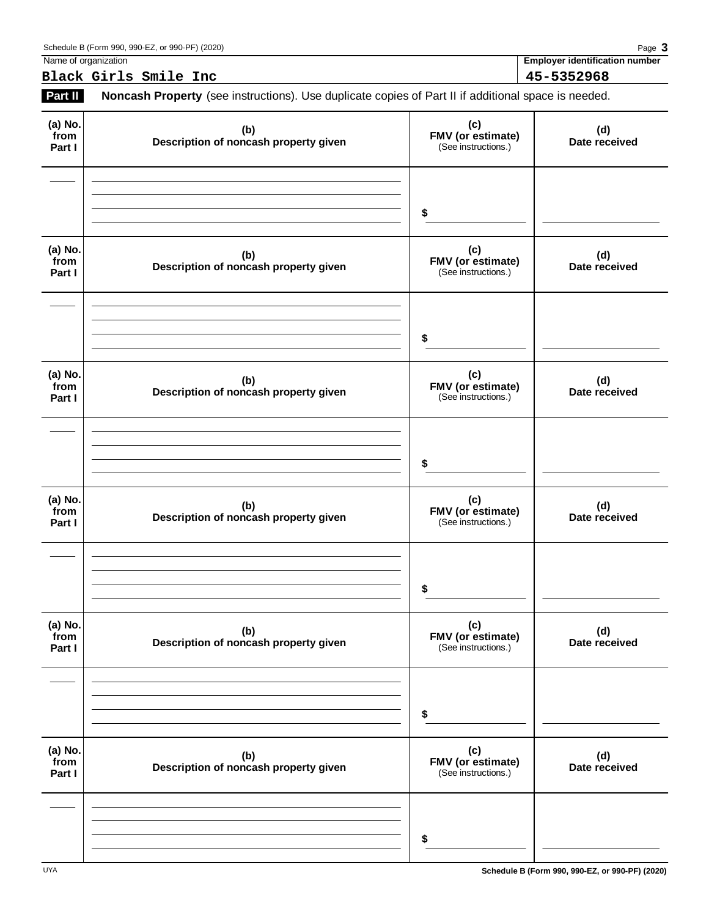Name of organization: **Black Girls Smile Inc**

Employer identification number: **45-5352968**

**Part II** **Noncash Property** (see instructions). Use duplicate copies of Part II if additional space is needed.

| (a) No. from Part I | (b) Description of noncash property given | (c) FMV (or estimate) (See instructions.) | (d) Date received |
|---|---|---|---|
| | | $ | |

| (a) No. from Part I | (b) Description of noncash property given | (c) FMV (or estimate) (See instructions.) | (d) Date received |
|---|---|---|---|
| | | $ | |

| (a) No. from Part I | (b) Description of noncash property given | (c) FMV (or estimate) (See instructions.) | (d) Date received |
|---|---|---|---|
| | | $ | |

| (a) No. from Part I | (b) Description of noncash property given | (c) FMV (or estimate) (See instructions.) | (d) Date received |
|---|---|---|---|
| | | $ | |

| (a) No. from Part I | (b) Description of noncash property given | (c) FMV (or estimate) (See instructions.) | (d) Date received |
|---|---|---|---|
| | | $ | |

| (a) No. from Part I | (b) Description of noncash property given | (c) FMV (or estimate) (See instructions.) | (d) Date received |
|---|---|---|---|
| | | $ | |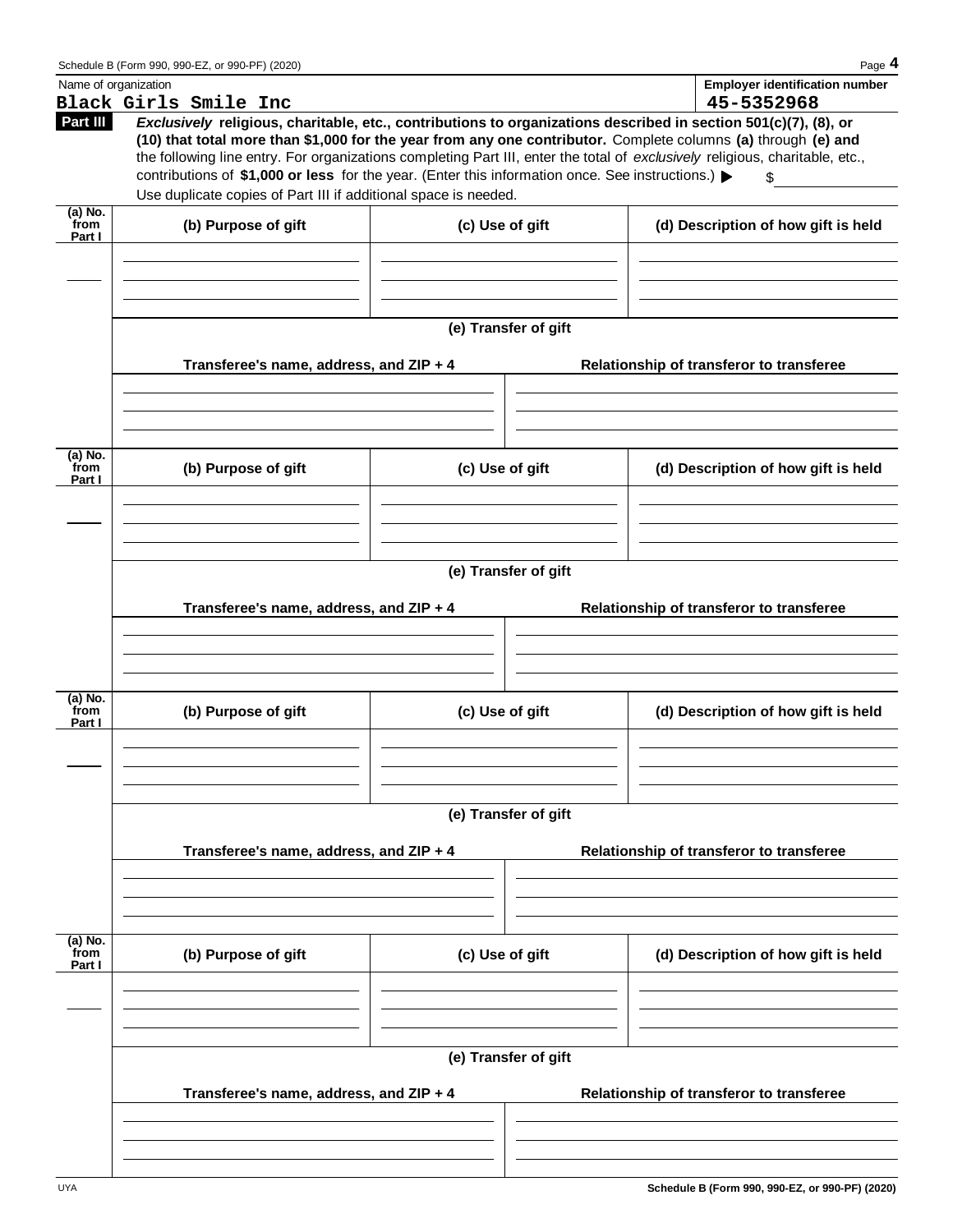Schedule B (Form 990, 990-EZ, or 990-PF) (2020)

| Name of organization | Employer identification number |
| --- | --- |
| Black Girls Smile Inc | 45-5352968 |

**Part III** ***Exclusively*** **religious, charitable, etc., contributions to organizations described in section 501(c)(7), (8), or (10) that total more than $1,000 for the year from any one contributor.** Complete columns **(a)** through **(e) and** the following line entry. For organizations completing Part III, enter the total of *exclusively* religious, charitable, etc., contributions of **$1,000 or less** for the year. (Enter this information once. See instructions.) ▶ $

Use duplicate copies of Part III if additional space is needed.

| (a) No. from Part I | (b) Purpose of gift | (c) Use of gift | (d) Description of how gift is held |
| --- | --- | --- | --- |
| | | | |

**(e) Transfer of gift**

| Transferee's name, address, and ZIP + 4 | Relationship of transferor to transferee |
| --- | --- |
| | |

| (a) No. from Part I | (b) Purpose of gift | (c) Use of gift | (d) Description of how gift is held |
| --- | --- | --- | --- |
| | | | |

**(e) Transfer of gift**

| Transferee's name, address, and ZIP + 4 | Relationship of transferor to transferee |
| --- | --- |
| | |

| (a) No. from Part I | (b) Purpose of gift | (c) Use of gift | (d) Description of how gift is held |
| --- | --- | --- | --- |
| | | | |

**(e) Transfer of gift**

| Transferee's name, address, and ZIP + 4 | Relationship of transferor to transferee |
| --- | --- |
| | |

| (a) No. from Part I | (b) Purpose of gift | (c) Use of gift | (d) Description of how gift is held |
| --- | --- | --- | --- |
| | | | |

**(e) Transfer of gift**

| Transferee's name, address, and ZIP + 4 | Relationship of transferor to transferee |
| --- | --- |
| | |

UYA

Schedule B (Form 990, 990-EZ, or 990-PF) (2020)